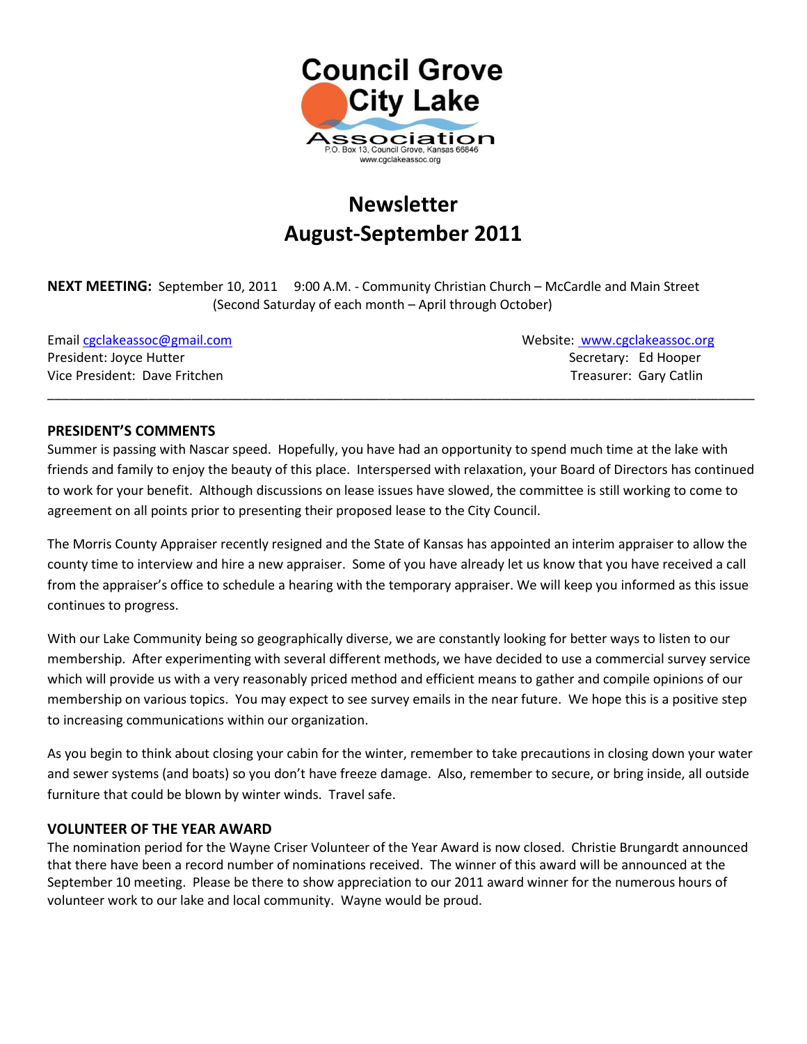Council Grove City Lake Association
P.O. Box 13, Council Grove, Kansas 66846
www.cgclakeassoc.org

# Newsletter
# August-September 2011

**NEXT MEETING:** September 10, 2011 9:00 A.M. - Community Christian Church – McCardle and Main Street
(Second Saturday of each month – April through October)

Email cgclakeassoc@gmail.com
President: Joyce Hutter
Vice President: Dave Fritchen

Website: www.cgclakeassoc.org
Secretary: Ed Hooper
Treasurer: Gary Catlin

---

## PRESIDENT'S COMMENTS

Summer is passing with Nascar speed. Hopefully, you have had an opportunity to spend much time at the lake with friends and family to enjoy the beauty of this place. Interspersed with relaxation, your Board of Directors has continued to work for your benefit. Although discussions on lease issues have slowed, the committee is still working to come to agreement on all points prior to presenting their proposed lease to the City Council.

The Morris County Appraiser recently resigned and the State of Kansas has appointed an interim appraiser to allow the county time to interview and hire a new appraiser. Some of you have already let us know that you have received a call from the appraiser's office to schedule a hearing with the temporary appraiser. We will keep you informed as this issue continues to progress.

With our Lake Community being so geographically diverse, we are constantly looking for better ways to listen to our membership. After experimenting with several different methods, we have decided to use a commercial survey service which will provide us with a very reasonably priced method and efficient means to gather and compile opinions of our membership on various topics. You may expect to see survey emails in the near future. We hope this is a positive step to increasing communications within our organization.

As you begin to think about closing your cabin for the winter, remember to take precautions in closing down your water and sewer systems (and boats) so you don't have freeze damage. Also, remember to secure, or bring inside, all outside furniture that could be blown by winter winds. Travel safe.

## VOLUNTEER OF THE YEAR AWARD

The nomination period for the Wayne Criser Volunteer of the Year Award is now closed. Christie Brungardt announced that there have been a record number of nominations received. The winner of this award will be announced at the September 10 meeting. Please be there to show appreciation to our 2011 award winner for the numerous hours of volunteer work to our lake and local community. Wayne would be proud.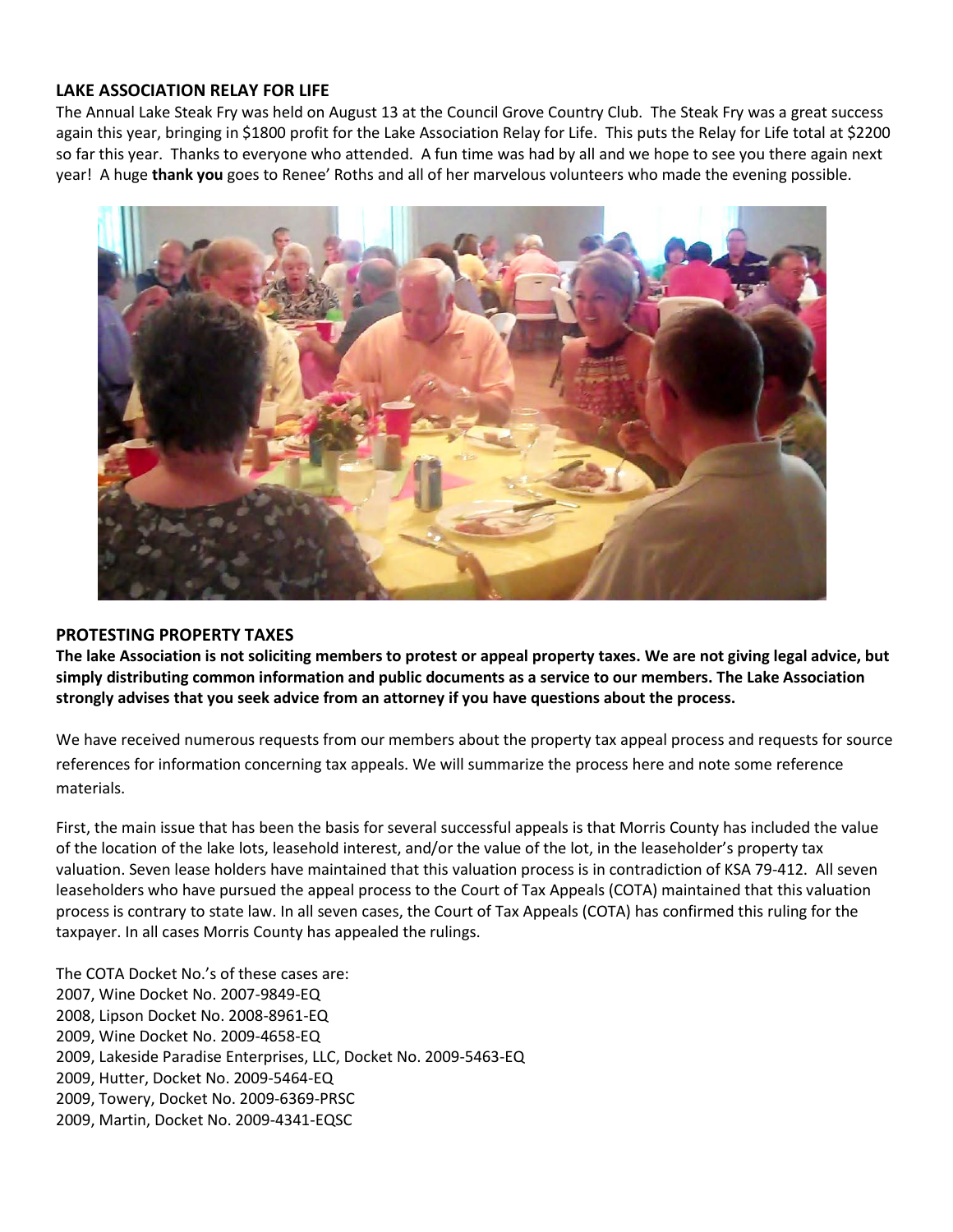## LAKE ASSOCIATION RELAY FOR LIFE

The Annual Lake Steak Fry was held on August 13 at the Council Grove Country Club. The Steak Fry was a great success again this year, bringing in $1800 profit for the Lake Association Relay for Life. This puts the Relay for Life total at $2200 so far this year. Thanks to everyone who attended. A fun time was had by all and we hope to see you there again next year! A huge **thank you** goes to Renee' Roths and all of her marvelous volunteers who made the evening possible.

## PROTESTING PROPERTY TAXES

**The lake Association is not soliciting members to protest or appeal property taxes. We are not giving legal advice, but simply distributing common information and public documents as a service to our members. The Lake Association strongly advises that you seek advice from an attorney if you have questions about the process.**

We have received numerous requests from our members about the property tax appeal process and requests for source references for information concerning tax appeals. We will summarize the process here and note some reference materials.

First, the main issue that has been the basis for several successful appeals is that Morris County has included the value of the location of the lake lots, leasehold interest, and/or the value of the lot, in the leaseholder's property tax valuation. Seven lease holders have maintained that this valuation process is in contradiction of KSA 79-412. All seven leaseholders who have pursued the appeal process to the Court of Tax Appeals (COTA) maintained that this valuation process is contrary to state law. In all seven cases, the Court of Tax Appeals (COTA) has confirmed this ruling for the taxpayer. In all cases Morris County has appealed the rulings.

The COTA Docket No.'s of these cases are:
2007, Wine Docket No. 2007-9849-EQ
2008, Lipson Docket No. 2008-8961-EQ
2009, Wine Docket No. 2009-4658-EQ
2009, Lakeside Paradise Enterprises, LLC, Docket No. 2009-5463-EQ
2009, Hutter, Docket No. 2009-5464-EQ
2009, Towery, Docket No. 2009-6369-PRSC
2009, Martin, Docket No. 2009-4341-EQSC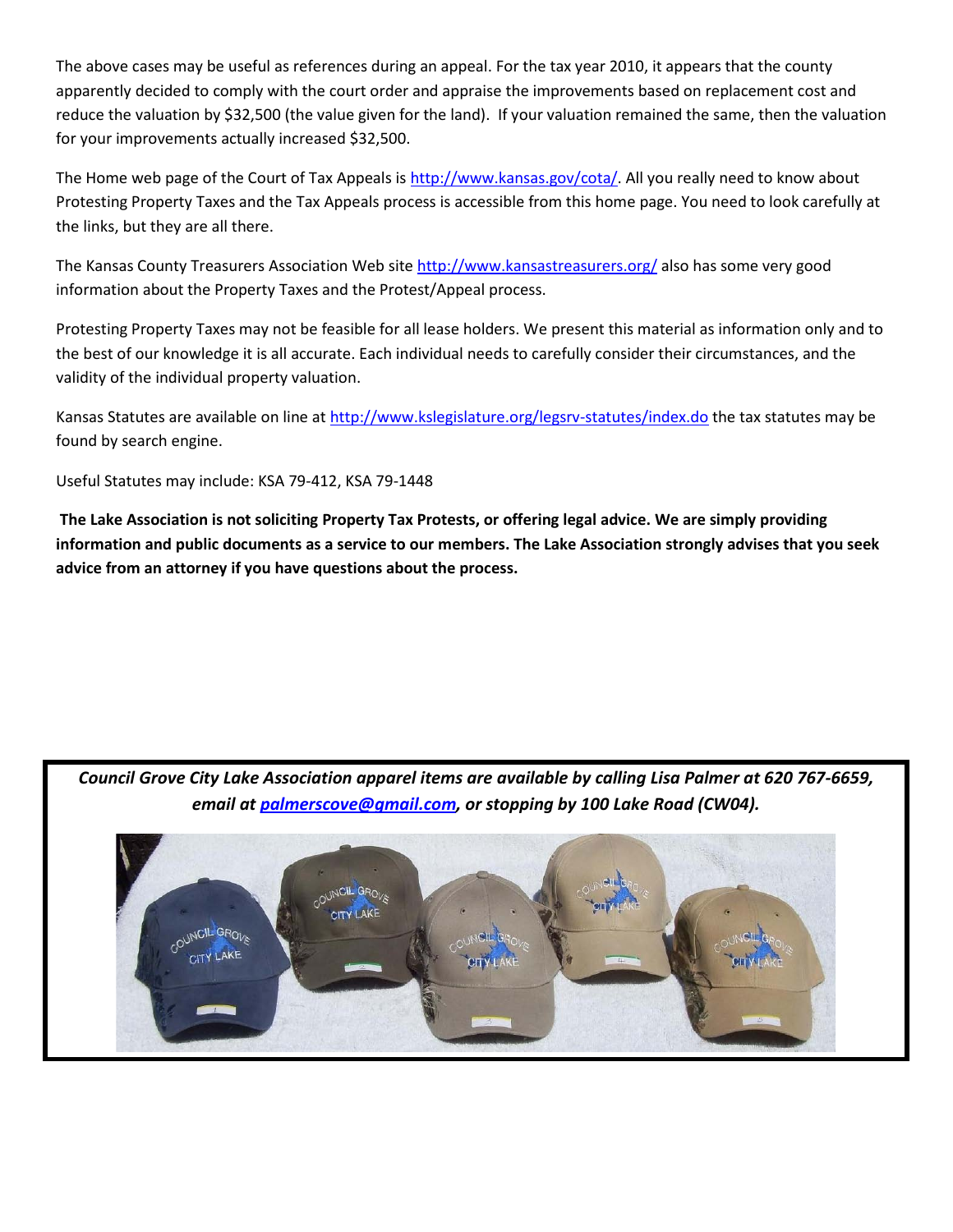The above cases may be useful as references during an appeal. For the tax year 2010, it appears that the county apparently decided to comply with the court order and appraise the improvements based on replacement cost and reduce the valuation by $32,500 (the value given for the land). If your valuation remained the same, then the valuation for your improvements actually increased $32,500.

The Home web page of the Court of Tax Appeals is http://www.kansas.gov/cota/. All you really need to know about Protesting Property Taxes and the Tax Appeals process is accessible from this home page. You need to look carefully at the links, but they are all there.

The Kansas County Treasurers Association Web site http://www.kansastreasurers.org/ also has some very good information about the Property Taxes and the Protest/Appeal process.

Protesting Property Taxes may not be feasible for all lease holders. We present this material as information only and to the best of our knowledge it is all accurate. Each individual needs to carefully consider their circumstances, and the validity of the individual property valuation.

Kansas Statutes are available on line at http://www.kslegislature.org/legsrv-statutes/index.do the tax statutes may be found by search engine.

Useful Statutes may include: KSA 79-412, KSA 79-1448

**The Lake Association is not soliciting Property Tax Protests, or offering legal advice. We are simply providing information and public documents as a service to our members. The Lake Association strongly advises that you seek advice from an attorney if you have questions about the process.**

***Council Grove City Lake Association apparel items are available by calling Lisa Palmer at 620 767-6659, email at palmerscove@gmail.com, or stopping by 100 Lake Road (CW04).***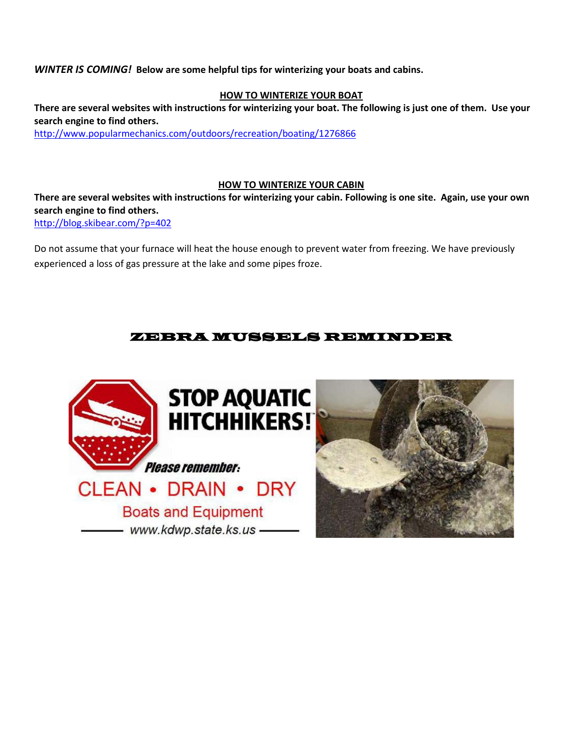***WINTER IS COMING!*** **Below are some helpful tips for winterizing your boats and cabins.**

## HOW TO WINTERIZE YOUR BOAT

**There are several websites with instructions for winterizing your boat. The following is just one of them. Use your search engine to find others.**

http://www.popularmechanics.com/outdoors/recreation/boating/1276866

## HOW TO WINTERIZE YOUR CABIN

**There are several websites with instructions for winterizing your cabin. Following is one site. Again, use your own search engine to find others.**

http://blog.skibear.com/?p=402

Do not assume that your furnace will heat the house enough to prevent water from freezing. We have previously experienced a loss of gas pressure at the lake and some pipes froze.

## ZEBRA MUSSELS REMINDER

**STOP AQUATIC HITCHHIKERS!**

*Please remember:*

CLEAN • DRAIN • DRY

Boats and Equipment

www.kdwp.state.ks.us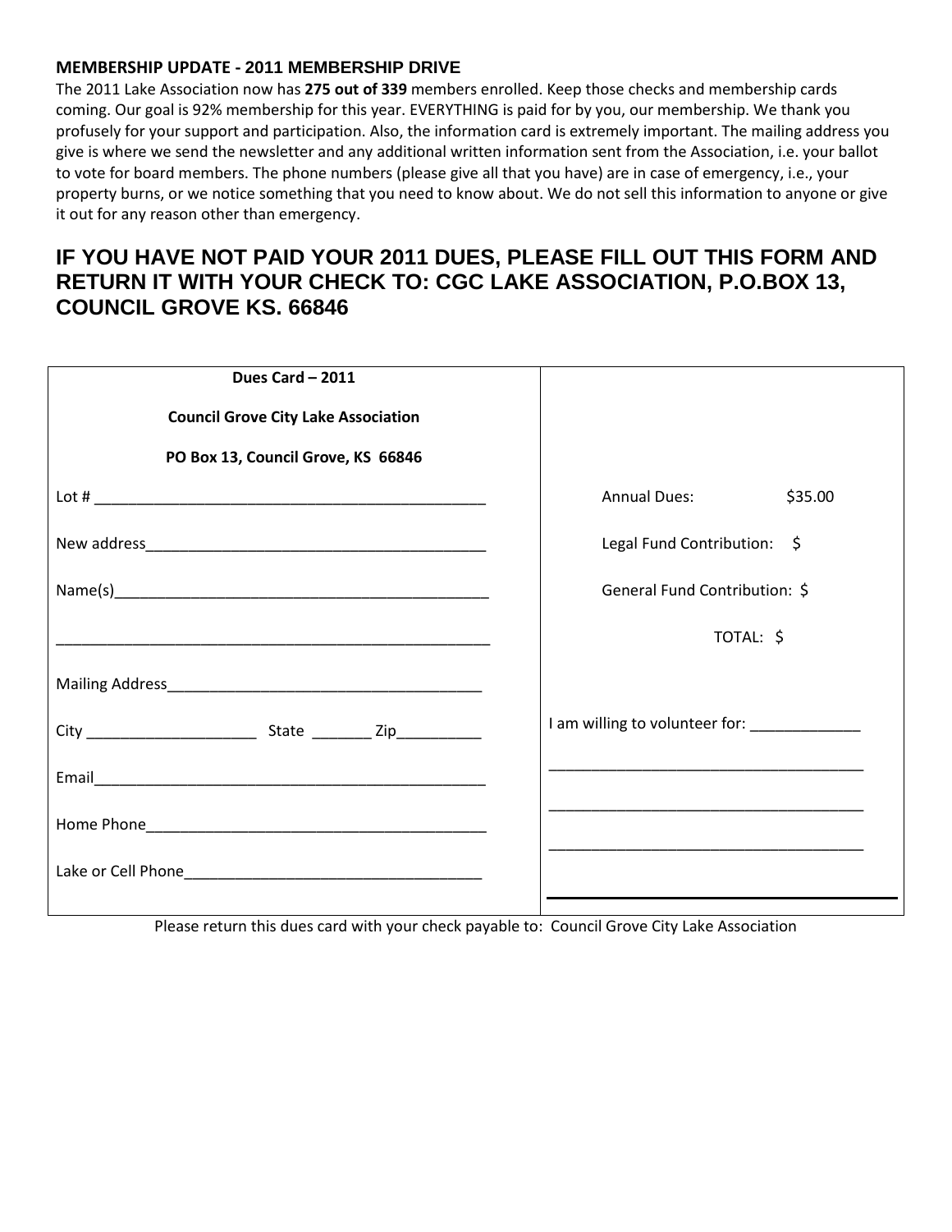## MEMBERSHIP UPDATE - 2011 MEMBERSHIP DRIVE

The 2011 Lake Association now has **275 out of 339** members enrolled. Keep those checks and membership cards coming. Our goal is 92% membership for this year. EVERYTHING is paid for by you, our membership. We thank you profusely for your support and participation. Also, the information card is extremely important. The mailing address you give is where we send the newsletter and any additional written information sent from the Association, i.e. your ballot to vote for board members. The phone numbers (please give all that you have) are in case of emergency, i.e., your property burns, or we notice something that you need to know about. We do not sell this information to anyone or give it out for any reason other than emergency.

## IF YOU HAVE NOT PAID YOUR 2011 DUES, PLEASE FILL OUT THIS FORM AND RETURN IT WITH YOUR CHECK TO: CGC LAKE ASSOCIATION, P.O.BOX 13, COUNCIL GROVE KS. 66846

| | |
|---|---|
| **Dues Card – 2011** | |
| **Council Grove City Lake Association** | |
| **PO Box 13, Council Grove, KS 66846** | |
| Lot # ______________________________________________ | Annual Dues: $35.00 |
| New address________________________________________ | Legal Fund Contribution: $ |
| Name(s)____________________________________________ | General Fund Contribution: $ |
| ___________________________________________________ | TOTAL: $ |
| Mailing Address_____________________________________ | |
| City ____________________ State _______ Zip__________ | I am willing to volunteer for: _____________ |
| Email______________________________________________ | _____________________________________ |
| Home Phone________________________________________ | _____________________________________ |
| Lake or Cell Phone___________________________________ | _____________________________________ |

Please return this dues card with your check payable to: Council Grove City Lake Association